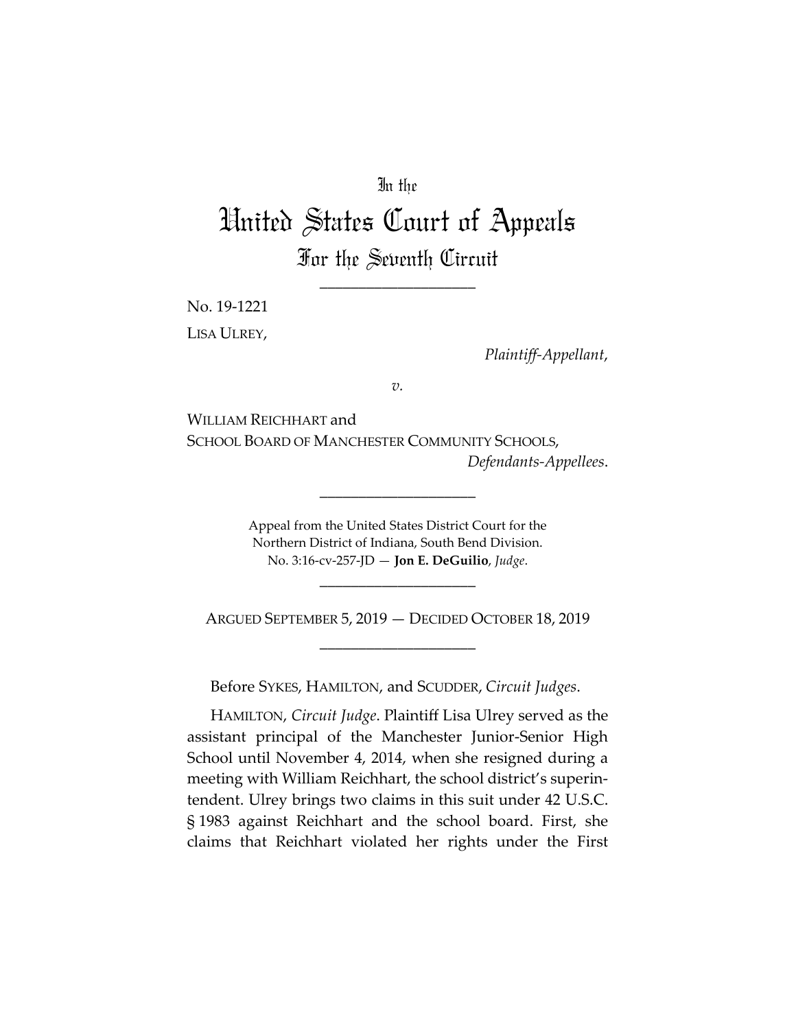In the

# United States Court of Appeals

## For the Seventh Circuit

---

No. 19-1221

LISA ULREY,

*Plaintiff-Appellant*,

*v.*

WILLIAM REICHHART and
SCHOOL BOARD OF MANCHESTER COMMUNITY SCHOOLS,

*Defendants-Appellees*.

---

Appeal from the United States District Court for the
Northern District of Indiana, South Bend Division.
No. 3:16-cv-257-JD — **Jon E. DeGuilio**, *Judge*.

---

ARGUED SEPTEMBER 5, 2019 — DECIDED OCTOBER 18, 2019

---

Before SYKES, HAMILTON, and SCUDDER, *Circuit Judges*.

HAMILTON, *Circuit Judge*. Plaintiff Lisa Ulrey served as the assistant principal of the Manchester Junior-Senior High School until November 4, 2014, when she resigned during a meeting with William Reichhart, the school district's superintendent. Ulrey brings two claims in this suit under 42 U.S.C. § 1983 against Reichhart and the school board. First, she claims that Reichhart violated her rights under the First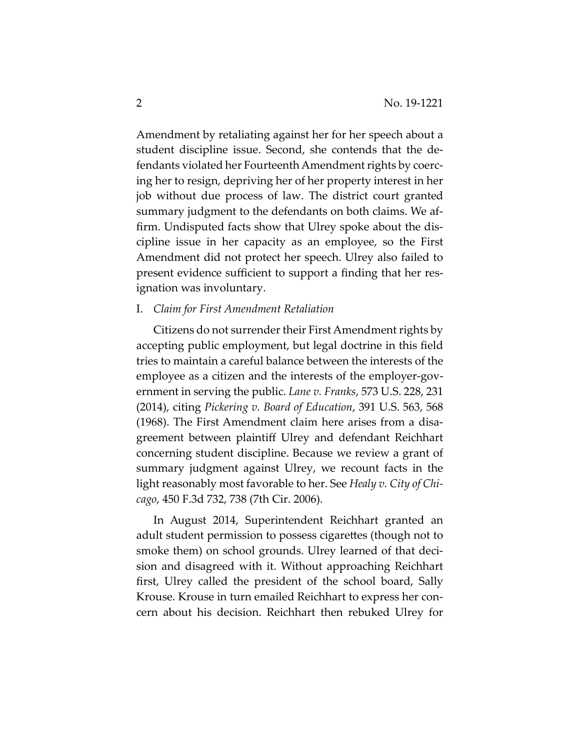Amendment by retaliating against her for her speech about a student discipline issue. Second, she contends that the defendants violated her Fourteenth Amendment rights by coercing her to resign, depriving her of her property interest in her job without due process of law. The district court granted summary judgment to the defendants on both claims. We affirm. Undisputed facts show that Ulrey spoke about the discipline issue in her capacity as an employee, so the First Amendment did not protect her speech. Ulrey also failed to present evidence sufficient to support a finding that her resignation was involuntary.

## I. *Claim for First Amendment Retaliation*

Citizens do not surrender their First Amendment rights by accepting public employment, but legal doctrine in this field tries to maintain a careful balance between the interests of the employee as a citizen and the interests of the employer-government in serving the public. *Lane v. Franks*, 573 U.S. 228, 231 (2014), citing *Pickering v. Board of Education*, 391 U.S. 563, 568 (1968). The First Amendment claim here arises from a disagreement between plaintiff Ulrey and defendant Reichhart concerning student discipline. Because we review a grant of summary judgment against Ulrey, we recount facts in the light reasonably most favorable to her. See *Healy v. City of Chicago*, 450 F.3d 732, 738 (7th Cir. 2006).

In August 2014, Superintendent Reichhart granted an adult student permission to possess cigarettes (though not to smoke them) on school grounds. Ulrey learned of that decision and disagreed with it. Without approaching Reichhart first, Ulrey called the president of the school board, Sally Krouse. Krouse in turn emailed Reichhart to express her concern about his decision. Reichhart then rebuked Ulrey for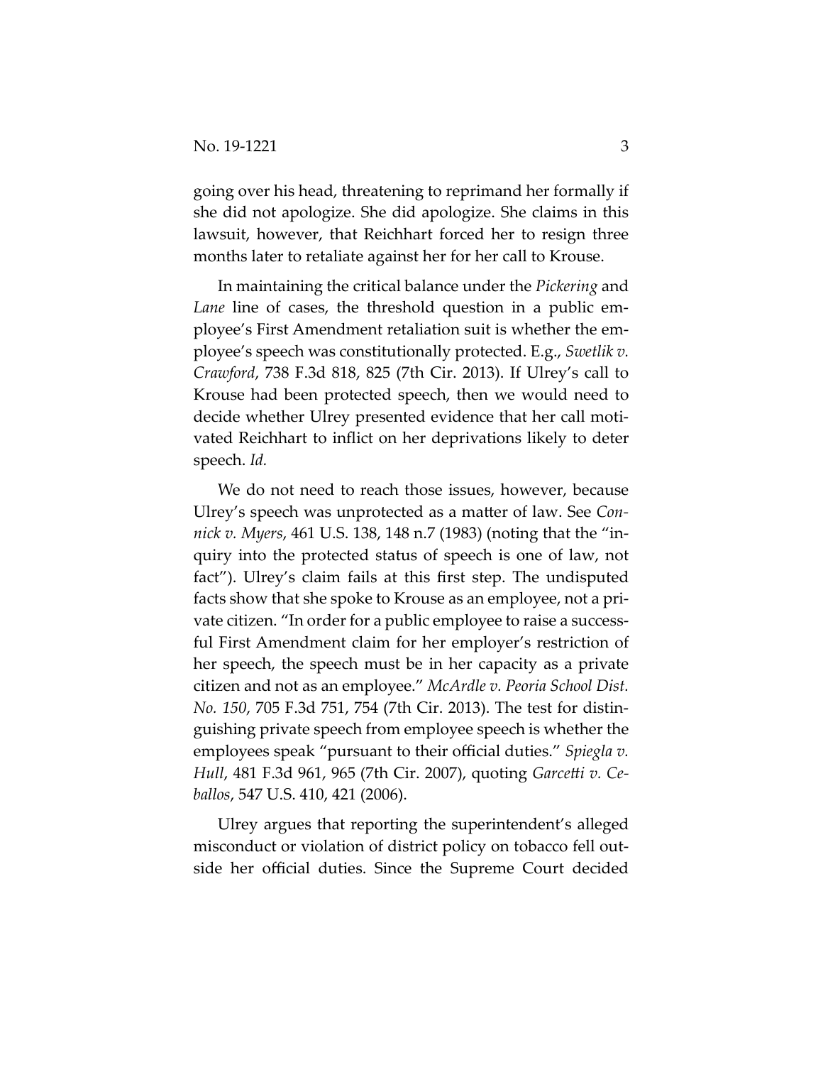going over his head, threatening to reprimand her formally if she did not apologize. She did apologize. She claims in this lawsuit, however, that Reichhart forced her to resign three months later to retaliate against her for her call to Krouse.

In maintaining the critical balance under the *Pickering* and *Lane* line of cases, the threshold question in a public employee's First Amendment retaliation suit is whether the employee's speech was constitutionally protected. E.g., *Swetlik v. Crawford*, 738 F.3d 818, 825 (7th Cir. 2013). If Ulrey's call to Krouse had been protected speech, then we would need to decide whether Ulrey presented evidence that her call motivated Reichhart to inflict on her deprivations likely to deter speech. *Id.*

We do not need to reach those issues, however, because Ulrey's speech was unprotected as a matter of law. See *Connick v. Myers*, 461 U.S. 138, 148 n.7 (1983) (noting that the "inquiry into the protected status of speech is one of law, not fact"). Ulrey's claim fails at this first step. The undisputed facts show that she spoke to Krouse as an employee, not a private citizen. "In order for a public employee to raise a successful First Amendment claim for her employer's restriction of her speech, the speech must be in her capacity as a private citizen and not as an employee." *McArdle v. Peoria School Dist. No. 150*, 705 F.3d 751, 754 (7th Cir. 2013). The test for distinguishing private speech from employee speech is whether the employees speak "pursuant to their official duties." *Spiegla v. Hull*, 481 F.3d 961, 965 (7th Cir. 2007), quoting *Garcetti v. Ceballos*, 547 U.S. 410, 421 (2006).

Ulrey argues that reporting the superintendent's alleged misconduct or violation of district policy on tobacco fell outside her official duties. Since the Supreme Court decided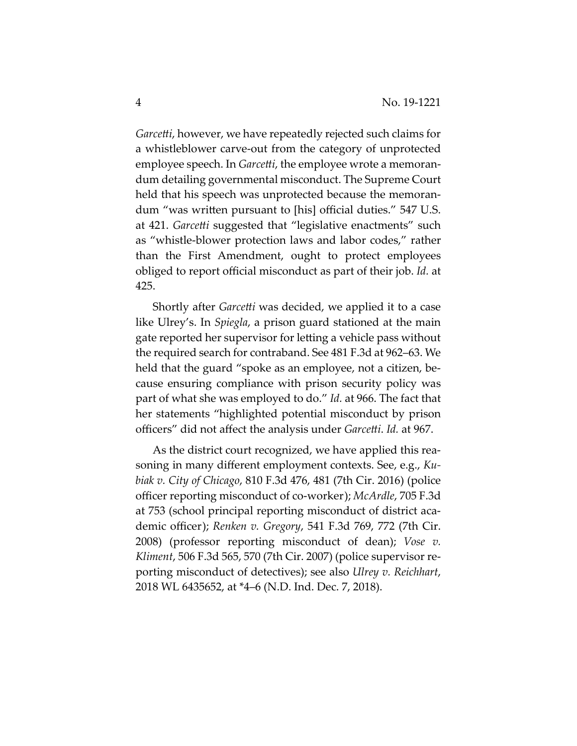*Garcetti*, however, we have repeatedly rejected such claims for a whistleblower carve-out from the category of unprotected employee speech. In *Garcetti*, the employee wrote a memorandum detailing governmental misconduct. The Supreme Court held that his speech was unprotected because the memorandum "was written pursuant to [his] official duties." 547 U.S. at 421. *Garcetti* suggested that "legislative enactments" such as "whistle-blower protection laws and labor codes," rather than the First Amendment, ought to protect employees obliged to report official misconduct as part of their job. *Id.* at 425.

Shortly after *Garcetti* was decided, we applied it to a case like Ulrey's. In *Spiegla*, a prison guard stationed at the main gate reported her supervisor for letting a vehicle pass without the required search for contraband. See 481 F.3d at 962–63. We held that the guard "spoke as an employee, not a citizen, because ensuring compliance with prison security policy was part of what she was employed to do." *Id.* at 966. The fact that her statements "highlighted potential misconduct by prison officers" did not affect the analysis under *Garcetti*. *Id.* at 967.

As the district court recognized, we have applied this reasoning in many different employment contexts. See, e.g., *Kubiak v. City of Chicago*, 810 F.3d 476, 481 (7th Cir. 2016) (police officer reporting misconduct of co-worker); *McArdle*, 705 F.3d at 753 (school principal reporting misconduct of district academic officer); *Renken v. Gregory*, 541 F.3d 769, 772 (7th Cir. 2008) (professor reporting misconduct of dean); *Vose v. Kliment*, 506 F.3d 565, 570 (7th Cir. 2007) (police supervisor reporting misconduct of detectives); see also *Ulrey v. Reichhart*, 2018 WL 6435652, at *4–6 (N.D. Ind. Dec. 7, 2018).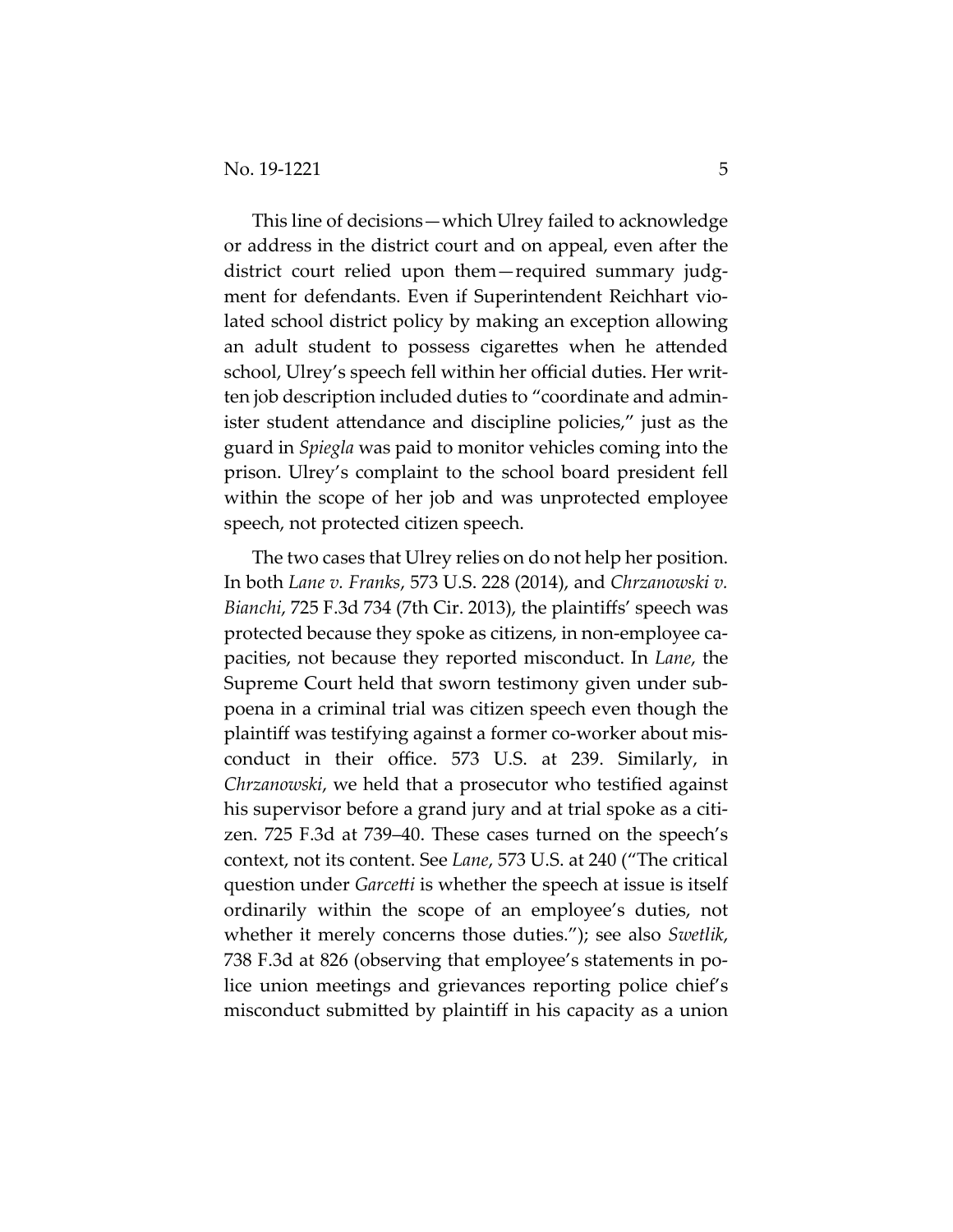This line of decisions—which Ulrey failed to acknowledge or address in the district court and on appeal, even after the district court relied upon them—required summary judgment for defendants. Even if Superintendent Reichhart violated school district policy by making an exception allowing an adult student to possess cigarettes when he attended school, Ulrey's speech fell within her official duties. Her written job description included duties to "coordinate and administer student attendance and discipline policies," just as the guard in *Spiegla* was paid to monitor vehicles coming into the prison. Ulrey's complaint to the school board president fell within the scope of her job and was unprotected employee speech, not protected citizen speech.

The two cases that Ulrey relies on do not help her position. In both *Lane v. Franks*, 573 U.S. 228 (2014), and *Chrzanowski v. Bianchi*, 725 F.3d 734 (7th Cir. 2013), the plaintiffs' speech was protected because they spoke as citizens, in non-employee capacities, not because they reported misconduct. In *Lane*, the Supreme Court held that sworn testimony given under subpoena in a criminal trial was citizen speech even though the plaintiff was testifying against a former co-worker about misconduct in their office. 573 U.S. at 239. Similarly, in *Chrzanowski*, we held that a prosecutor who testified against his supervisor before a grand jury and at trial spoke as a citizen. 725 F.3d at 739–40. These cases turned on the speech's context, not its content. See *Lane*, 573 U.S. at 240 ("The critical question under *Garcetti* is whether the speech at issue is itself ordinarily within the scope of an employee's duties, not whether it merely concerns those duties."); see also *Swetlik*, 738 F.3d at 826 (observing that employee's statements in police union meetings and grievances reporting police chief's misconduct submitted by plaintiff in his capacity as a union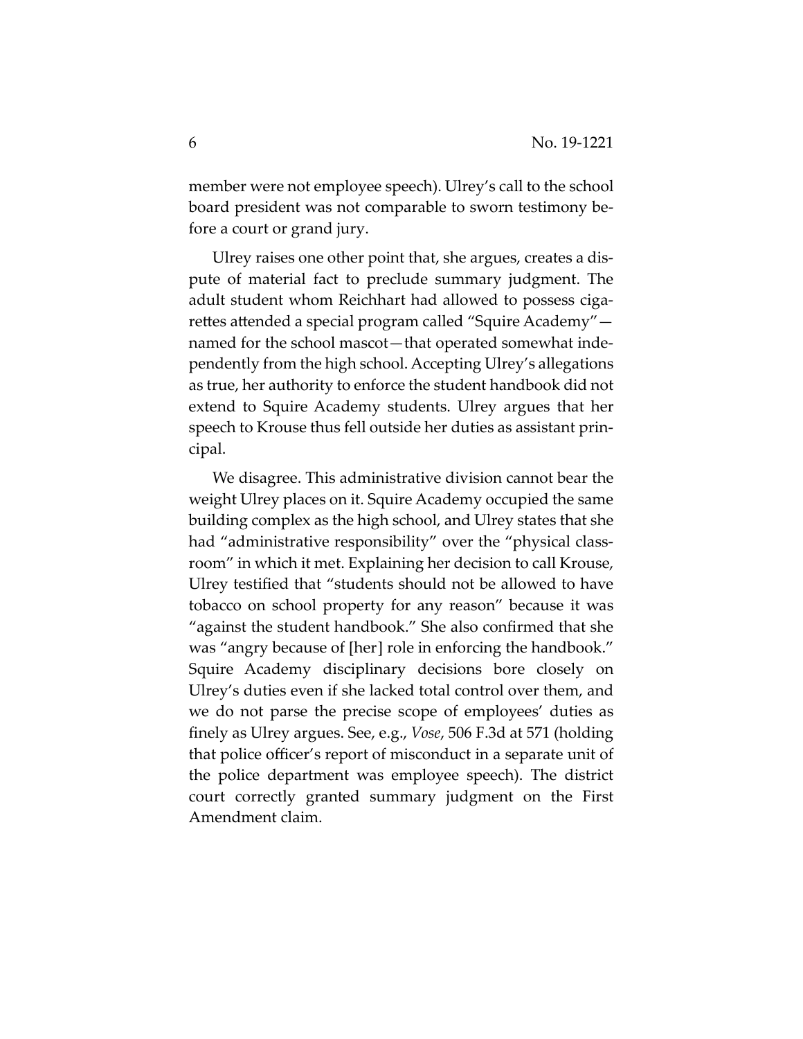member were not employee speech). Ulrey's call to the school board president was not comparable to sworn testimony before a court or grand jury.

Ulrey raises one other point that, she argues, creates a dispute of material fact to preclude summary judgment. The adult student whom Reichhart had allowed to possess cigarettes attended a special program called "Squire Academy"—named for the school mascot—that operated somewhat independently from the high school. Accepting Ulrey's allegations as true, her authority to enforce the student handbook did not extend to Squire Academy students. Ulrey argues that her speech to Krouse thus fell outside her duties as assistant principal.

We disagree. This administrative division cannot bear the weight Ulrey places on it. Squire Academy occupied the same building complex as the high school, and Ulrey states that she had "administrative responsibility" over the "physical classroom" in which it met. Explaining her decision to call Krouse, Ulrey testified that "students should not be allowed to have tobacco on school property for any reason" because it was "against the student handbook." She also confirmed that she was "angry because of [her] role in enforcing the handbook." Squire Academy disciplinary decisions bore closely on Ulrey's duties even if she lacked total control over them, and we do not parse the precise scope of employees' duties as finely as Ulrey argues. See, e.g., *Vose*, 506 F.3d at 571 (holding that police officer's report of misconduct in a separate unit of the police department was employee speech). The district court correctly granted summary judgment on the First Amendment claim.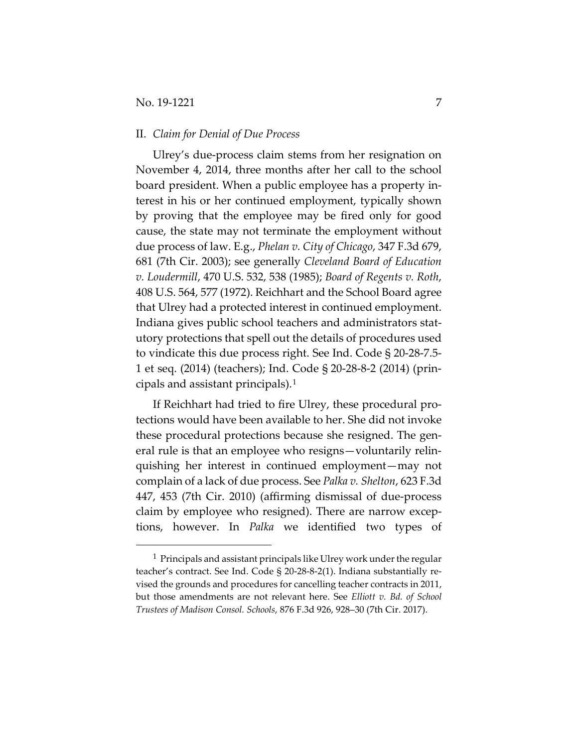## II. *Claim for Denial of Due Process*

Ulrey's due-process claim stems from her resignation on November 4, 2014, three months after her call to the school board president. When a public employee has a property interest in his or her continued employment, typically shown by proving that the employee may be fired only for good cause, the state may not terminate the employment without due process of law. E.g., *Phelan v. City of Chicago*, 347 F.3d 679, 681 (7th Cir. 2003); see generally *Cleveland Board of Education v. Loudermill*, 470 U.S. 532, 538 (1985); *Board of Regents v. Roth*, 408 U.S. 564, 577 (1972). Reichhart and the School Board agree that Ulrey had a protected interest in continued employment. Indiana gives public school teachers and administrators statutory protections that spell out the details of procedures used to vindicate this due process right. See Ind. Code § 20-28-7.5-1 et seq. (2014) (teachers); Ind. Code § 20-28-8-2 (2014) (principals and assistant principals).[1]

If Reichhart had tried to fire Ulrey, these procedural protections would have been available to her. She did not invoke these procedural protections because she resigned. The general rule is that an employee who resigns—voluntarily relinquishing her interest in continued employment—may not complain of a lack of due process. See *Palka v. Shelton*, 623 F.3d 447, 453 (7th Cir. 2010) (affirming dismissal of due-process claim by employee who resigned). There are narrow exceptions, however. In *Palka* we identified two types of

[1] Principals and assistant principals like Ulrey work under the regular teacher's contract. See Ind. Code § 20-28-8-2(1). Indiana substantially revised the grounds and procedures for cancelling teacher contracts in 2011, but those amendments are not relevant here. See *Elliott v. Bd. of School Trustees of Madison Consol. Schools*, 876 F.3d 926, 928–30 (7th Cir. 2017).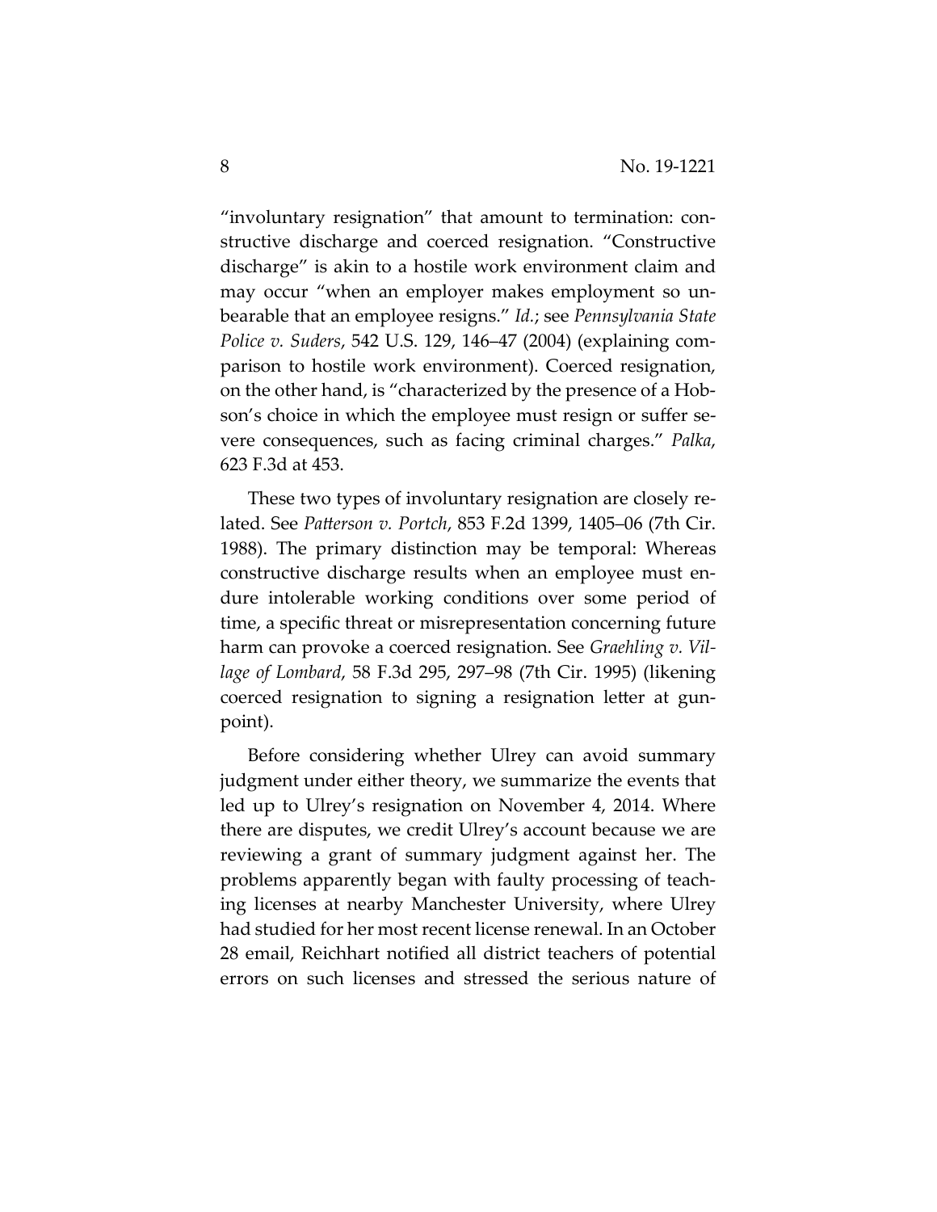"involuntary resignation" that amount to termination: constructive discharge and coerced resignation. "Constructive discharge" is akin to a hostile work environment claim and may occur "when an employer makes employment so unbearable that an employee resigns." *Id.*; see *Pennsylvania State Police v. Suders*, 542 U.S. 129, 146–47 (2004) (explaining comparison to hostile work environment). Coerced resignation, on the other hand, is "characterized by the presence of a Hobson's choice in which the employee must resign or suffer severe consequences, such as facing criminal charges." *Palka*, 623 F.3d at 453.

These two types of involuntary resignation are closely related. See *Patterson v. Portch*, 853 F.2d 1399, 1405–06 (7th Cir. 1988). The primary distinction may be temporal: Whereas constructive discharge results when an employee must endure intolerable working conditions over some period of time, a specific threat or misrepresentation concerning future harm can provoke a coerced resignation. See *Graehling v. Village of Lombard*, 58 F.3d 295, 297–98 (7th Cir. 1995) (likening coerced resignation to signing a resignation letter at gunpoint).

Before considering whether Ulrey can avoid summary judgment under either theory, we summarize the events that led up to Ulrey's resignation on November 4, 2014. Where there are disputes, we credit Ulrey's account because we are reviewing a grant of summary judgment against her. The problems apparently began with faulty processing of teaching licenses at nearby Manchester University, where Ulrey had studied for her most recent license renewal. In an October 28 email, Reichhart notified all district teachers of potential errors on such licenses and stressed the serious nature of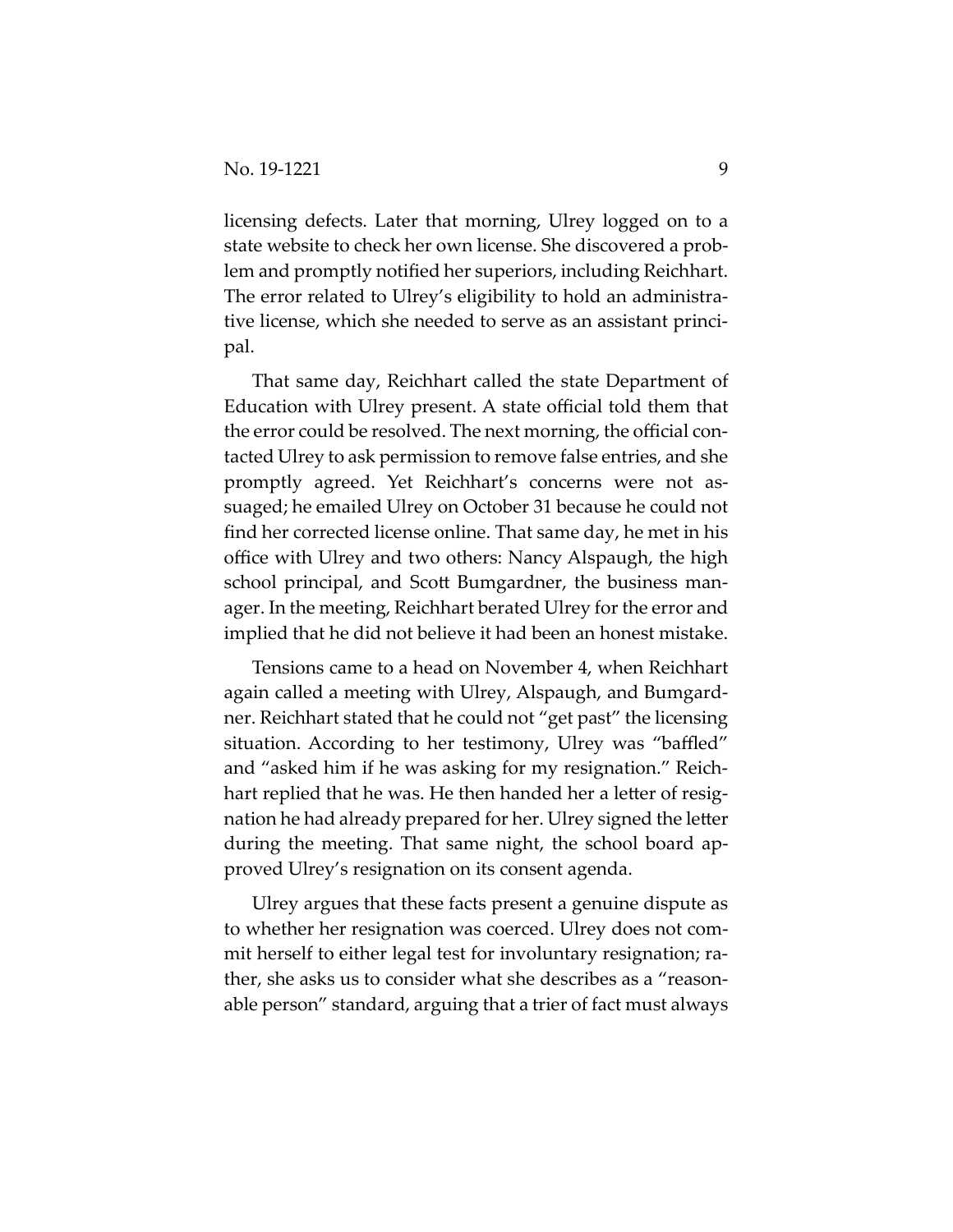licensing defects. Later that morning, Ulrey logged on to a state website to check her own license. She discovered a problem and promptly notified her superiors, including Reichhart. The error related to Ulrey's eligibility to hold an administrative license, which she needed to serve as an assistant principal.

That same day, Reichhart called the state Department of Education with Ulrey present. A state official told them that the error could be resolved. The next morning, the official contacted Ulrey to ask permission to remove false entries, and she promptly agreed. Yet Reichhart's concerns were not assuaged; he emailed Ulrey on October 31 because he could not find her corrected license online. That same day, he met in his office with Ulrey and two others: Nancy Alspaugh, the high school principal, and Scott Bumgardner, the business manager. In the meeting, Reichhart berated Ulrey for the error and implied that he did not believe it had been an honest mistake.

Tensions came to a head on November 4, when Reichhart again called a meeting with Ulrey, Alspaugh, and Bumgardner. Reichhart stated that he could not "get past" the licensing situation. According to her testimony, Ulrey was "baffled" and "asked him if he was asking for my resignation." Reichhart replied that he was. He then handed her a letter of resignation he had already prepared for her. Ulrey signed the letter during the meeting. That same night, the school board approved Ulrey's resignation on its consent agenda.

Ulrey argues that these facts present a genuine dispute as to whether her resignation was coerced. Ulrey does not commit herself to either legal test for involuntary resignation; rather, she asks us to consider what she describes as a "reasonable person" standard, arguing that a trier of fact must always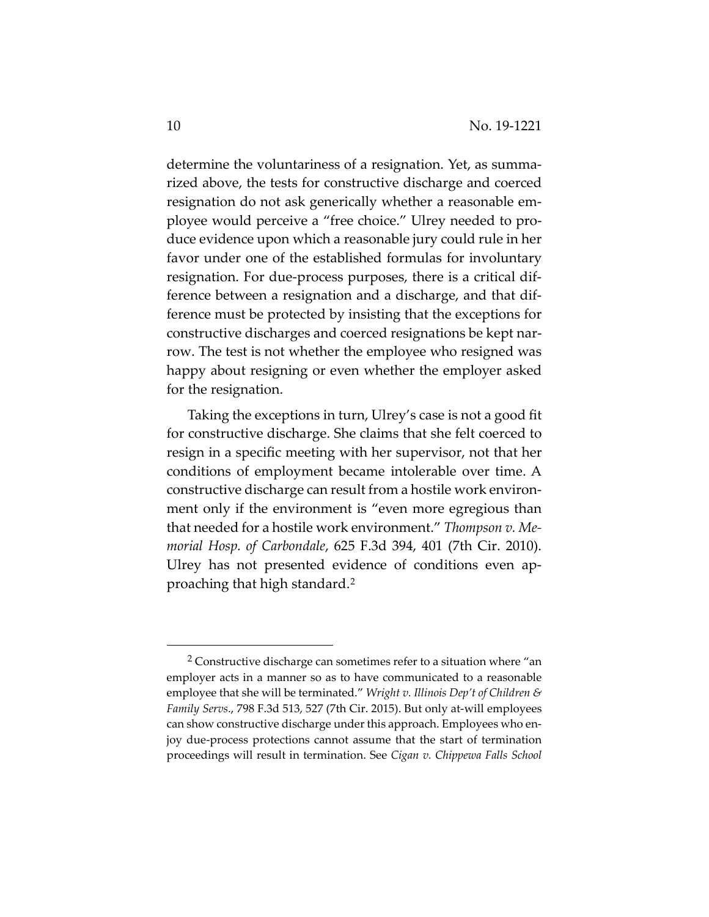determine the voluntariness of a resignation. Yet, as summarized above, the tests for constructive discharge and coerced resignation do not ask generically whether a reasonable employee would perceive a "free choice." Ulrey needed to produce evidence upon which a reasonable jury could rule in her favor under one of the established formulas for involuntary resignation. For due-process purposes, there is a critical difference between a resignation and a discharge, and that difference must be protected by insisting that the exceptions for constructive discharges and coerced resignations be kept narrow. The test is not whether the employee who resigned was happy about resigning or even whether the employer asked for the resignation.

Taking the exceptions in turn, Ulrey's case is not a good fit for constructive discharge. She claims that she felt coerced to resign in a specific meeting with her supervisor, not that her conditions of employment became intolerable over time. A constructive discharge can result from a hostile work environment only if the environment is "even more egregious than that needed for a hostile work environment." *Thompson v. Memorial Hosp. of Carbondale*, 625 F.3d 394, 401 (7th Cir. 2010). Ulrey has not presented evidence of conditions even approaching that high standard.[2]

---

[2] Constructive discharge can sometimes refer to a situation where "an employer acts in a manner so as to have communicated to a reasonable employee that she will be terminated." *Wright v. Illinois Dep't of Children & Family Servs.*, 798 F.3d 513, 527 (7th Cir. 2015). But only at-will employees can show constructive discharge under this approach. Employees who enjoy due-process protections cannot assume that the start of termination proceedings will result in termination. See *Cigan v. Chippewa Falls School*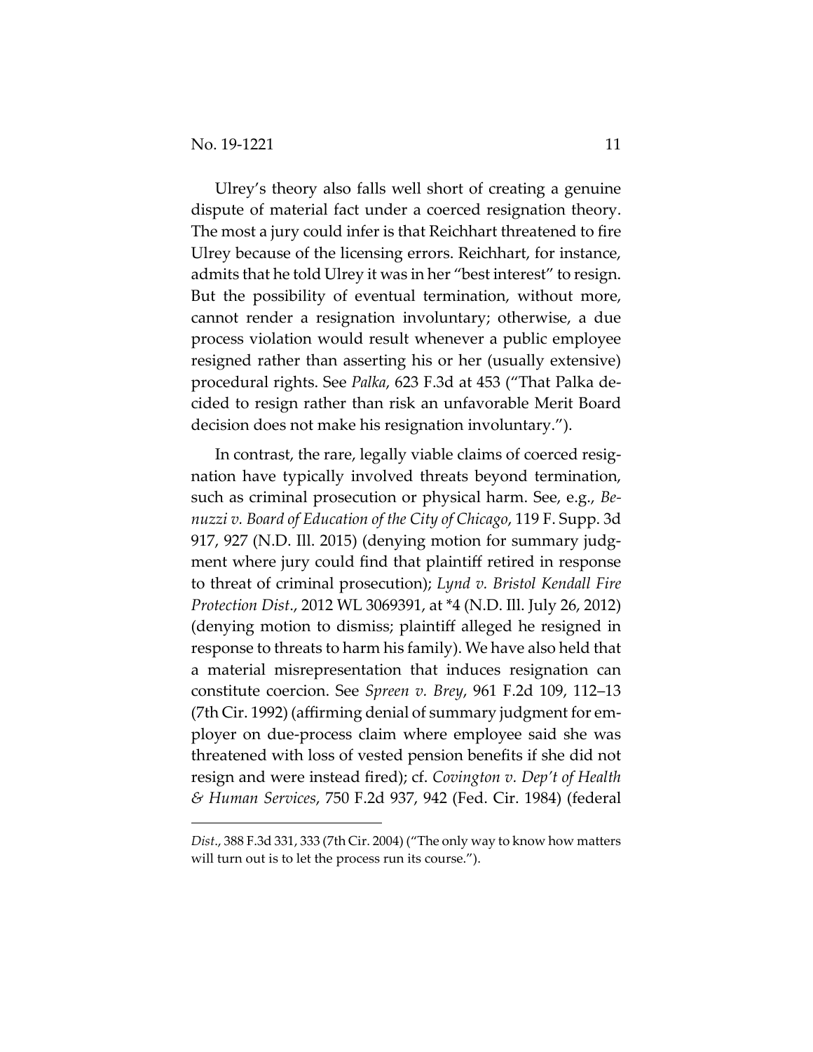Ulrey's theory also falls well short of creating a genuine dispute of material fact under a coerced resignation theory. The most a jury could infer is that Reichhart threatened to fire Ulrey because of the licensing errors. Reichhart, for instance, admits that he told Ulrey it was in her "best interest" to resign. But the possibility of eventual termination, without more, cannot render a resignation involuntary; otherwise, a due process violation would result whenever a public employee resigned rather than asserting his or her (usually extensive) procedural rights. See *Palka*, 623 F.3d at 453 ("That Palka decided to resign rather than risk an unfavorable Merit Board decision does not make his resignation involuntary.").

In contrast, the rare, legally viable claims of coerced resignation have typically involved threats beyond termination, such as criminal prosecution or physical harm. See, e.g., *Benuzzi v. Board of Education of the City of Chicago*, 119 F. Supp. 3d 917, 927 (N.D. Ill. 2015) (denying motion for summary judgment where jury could find that plaintiff retired in response to threat of criminal prosecution); *Lynd v. Bristol Kendall Fire Protection Dist.*, 2012 WL 3069391, at *4 (N.D. Ill. July 26, 2012) (denying motion to dismiss; plaintiff alleged he resigned in response to threats to harm his family). We have also held that a material misrepresentation that induces resignation can constitute coercion. See *Spreen v. Brey*, 961 F.2d 109, 112–13 (7th Cir. 1992) (affirming denial of summary judgment for employer on due-process claim where employee said she was threatened with loss of vested pension benefits if she did not resign and were instead fired); cf. *Covington v. Dep't of Health & Human Services*, 750 F.2d 937, 942 (Fed. Cir. 1984) (federal

---

*Dist.*, 388 F.3d 331, 333 (7th Cir. 2004) ("The only way to know how matters will turn out is to let the process run its course.").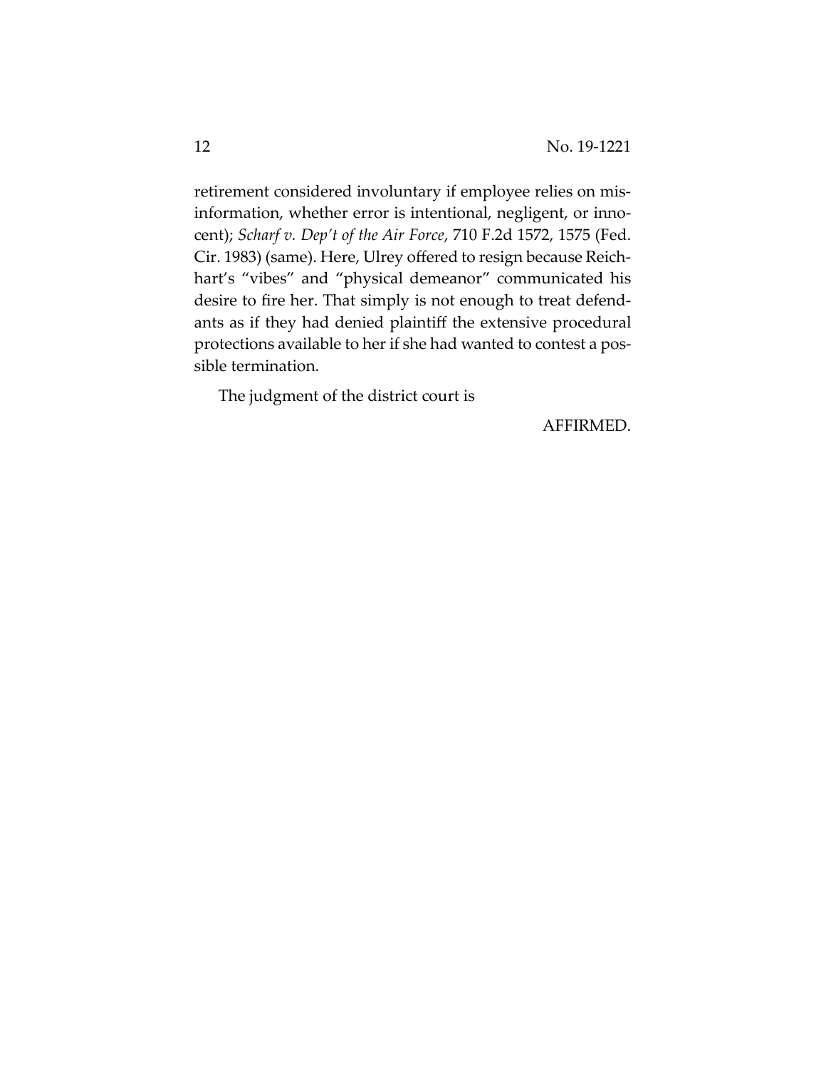retirement considered involuntary if employee relies on misinformation, whether error is intentional, negligent, or innocent); *Scharf v. Dep't of the Air Force*, 710 F.2d 1572, 1575 (Fed. Cir. 1983) (same). Here, Ulrey offered to resign because Reichhart's "vibes" and "physical demeanor" communicated his desire to fire her. That simply is not enough to treat defendants as if they had denied plaintiff the extensive procedural protections available to her if she had wanted to contest a possible termination.

The judgment of the district court is

AFFIRMED.